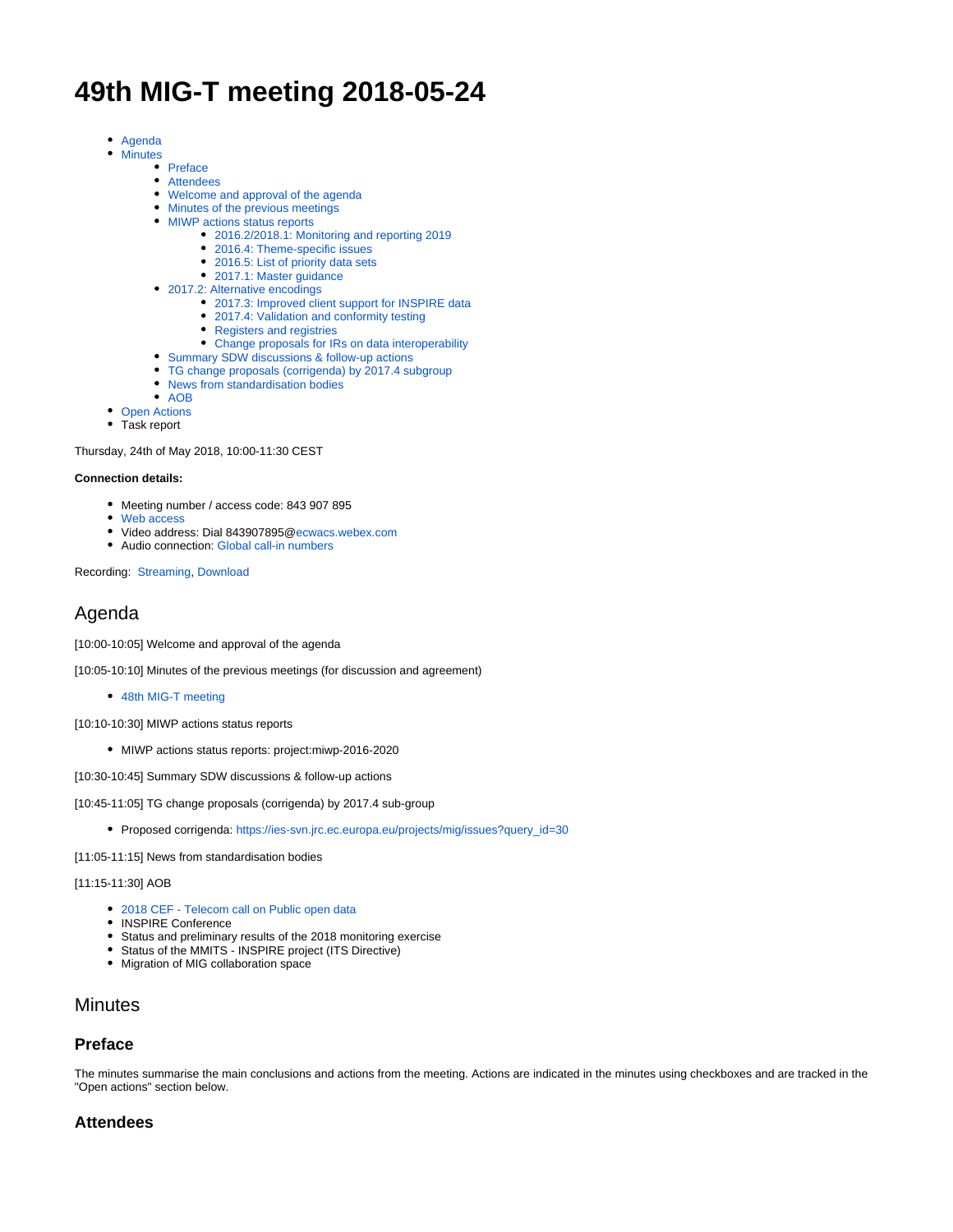# 49th MIG-T meeting 2018-05-24

- Agenda
- Minutes
  - Preface
  - Attendees
  - Welcome and approval of the agenda
  - Minutes of the previous meetings
  - MIWP actions status reports
    - 2016.2/2018.1: Monitoring and reporting 2019
    - 2016.4: Theme-specific issues
    - 2016.5: List of priority data sets
    - 2017.1: Master guidance
  - 2017.2: Alternative encodings
    - 2017.3: Improved client support for INSPIRE data
    - 2017.4: Validation and conformity testing
    - Registers and registries
    - Change proposals for IRs on data interoperability
  - Summary SDW discussions & follow-up actions
  - TG change proposals (corrigenda) by 2017.4 subgroup
  - News from standardisation bodies
  - AOB
- Open Actions
- Task report

Thursday, 24th of May 2018, 10:00-11:30 CEST

**Connection details:**

- Meeting number / access code: 843 907 895
- Web access
- Video address: Dial 843907895@ecwacs.webex.com
- Audio connection: Global call-in numbers

Recording: Streaming, Download

## Agenda

[10:00-10:05] Welcome and approval of the agenda

[10:05-10:10] Minutes of the previous meetings (for discussion and agreement)

- 48th MIG-T meeting

[10:10-10:30] MIWP actions status reports

- MIWP actions status reports: project:miwp-2016-2020

[10:30-10:45] Summary SDW discussions & follow-up actions

[10:45-11:05] TG change proposals (corrigenda) by 2017.4 sub-group

- Proposed corrigenda: https://ies-svn.jrc.ec.europa.eu/projects/mig/issues?query_id=30

[11:05-11:15] News from standardisation bodies

[11:15-11:30] AOB

- 2018 CEF - Telecom call on Public open data
- INSPIRE Conference
- Status and preliminary results of the 2018 monitoring exercise
- Status of the MMITS - INSPIRE project (ITS Directive)
- Migration of MIG collaboration space

## Minutes

### Preface

The minutes summarise the main conclusions and actions from the meeting. Actions are indicated in the minutes using checkboxes and are tracked in the "Open actions" section below.

### Attendees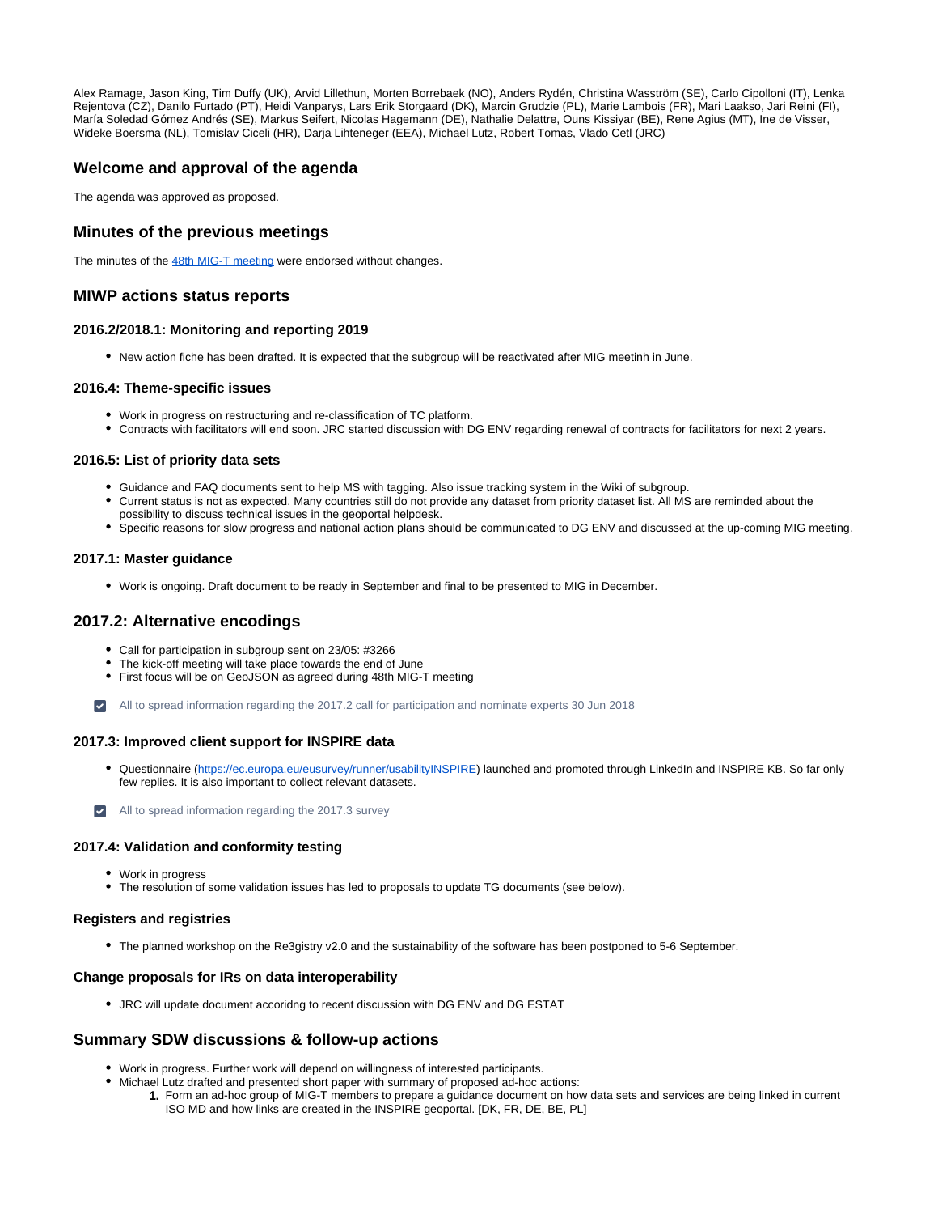Alex Ramage, Jason King, Tim Duffy (UK), Arvid Lillethun, Morten Borrebaek (NO), Anders Rydén, Christina Wasström (SE), Carlo Cipolloni (IT), Lenka Rejentova (CZ), Danilo Furtado (PT), Heidi Vanparys, Lars Erik Storgaard (DK), Marcin Grudzie (PL), Marie Lambois (FR), Mari Laakso, Jari Reini (FI), María Soledad Gómez Andrés (SE), Markus Seifert, Nicolas Hagemann (DE), Nathalie Delattre, Ouns Kissiyar (BE), Rene Agius (MT), Ine de Visser, Wideke Boersma (NL), Tomislav Ciceli (HR), Darja Lihteneger (EEA), Michael Lutz, Robert Tomas, Vlado Cetl (JRC)

## Welcome and approval of the agenda

The agenda was approved as proposed.

## Minutes of the previous meetings

The minutes of the 48th MIG-T meeting were endorsed without changes.

## MIWP actions status reports

### 2016.2/2018.1: Monitoring and reporting 2019

- New action fiche has been drafted. It is expected that the subgroup will be reactivated after MIG meetinh in June.

### 2016.4: Theme-specific issues

- Work in progress on restructuring and re-classification of TC platform.
- Contracts with facilitators will end soon. JRC started discussion with DG ENV regarding renewal of contracts for facilitators for next 2 years.

### 2016.5: List of priority data sets

- Guidance and FAQ documents sent to help MS with tagging. Also issue tracking system in the Wiki of subgroup.
- Current status is not as expected. Many countries still do not provide any dataset from priority dataset list. All MS are reminded about the possibility to discuss technical issues in the geoportal helpdesk.
- Specific reasons for slow progress and national action plans should be communicated to DG ENV and discussed at the up-coming MIG meeting.

### 2017.1: Master guidance

- Work is ongoing. Draft document to be ready in September and final to be presented to MIG in December.

## 2017.2: Alternative encodings

- Call for participation in subgroup sent on 23/05: #3266
- The kick-off meeting will take place towards the end of June
- First focus will be on GeoJSON as agreed during 48th MIG-T meeting

- [x] All to spread information regarding the 2017.2 call for participation and nominate experts 30 Jun 2018

### 2017.3: Improved client support for INSPIRE data

- Questionnaire (https://ec.europa.eu/eusurvey/runner/usabilityINSPIRE) launched and promoted through LinkedIn and INSPIRE KB. So far only few replies. It is also important to collect relevant datasets.

- [x] All to spread information regarding the 2017.3 survey

### 2017.4: Validation and conformity testing

- Work in progress
- The resolution of some validation issues has led to proposals to update TG documents (see below).

### Registers and registries

- The planned workshop on the Re3gistry v2.0 and the sustainability of the software has been postponed to 5-6 September.

### Change proposals for IRs on data interoperability

- JRC will update document accoridng to recent discussion with DG ENV and DG ESTAT

## Summary SDW discussions & follow-up actions

- Work in progress. Further work will depend on willingness of interested participants.
- Michael Lutz drafted and presented short paper with summary of proposed ad-hoc actions:
  1. Form an ad-hoc group of MIG-T members to prepare a guidance document on how data sets and services are being linked in current ISO MD and how links are created in the INSPIRE geoportal. [DK, FR, DE, BE, PL]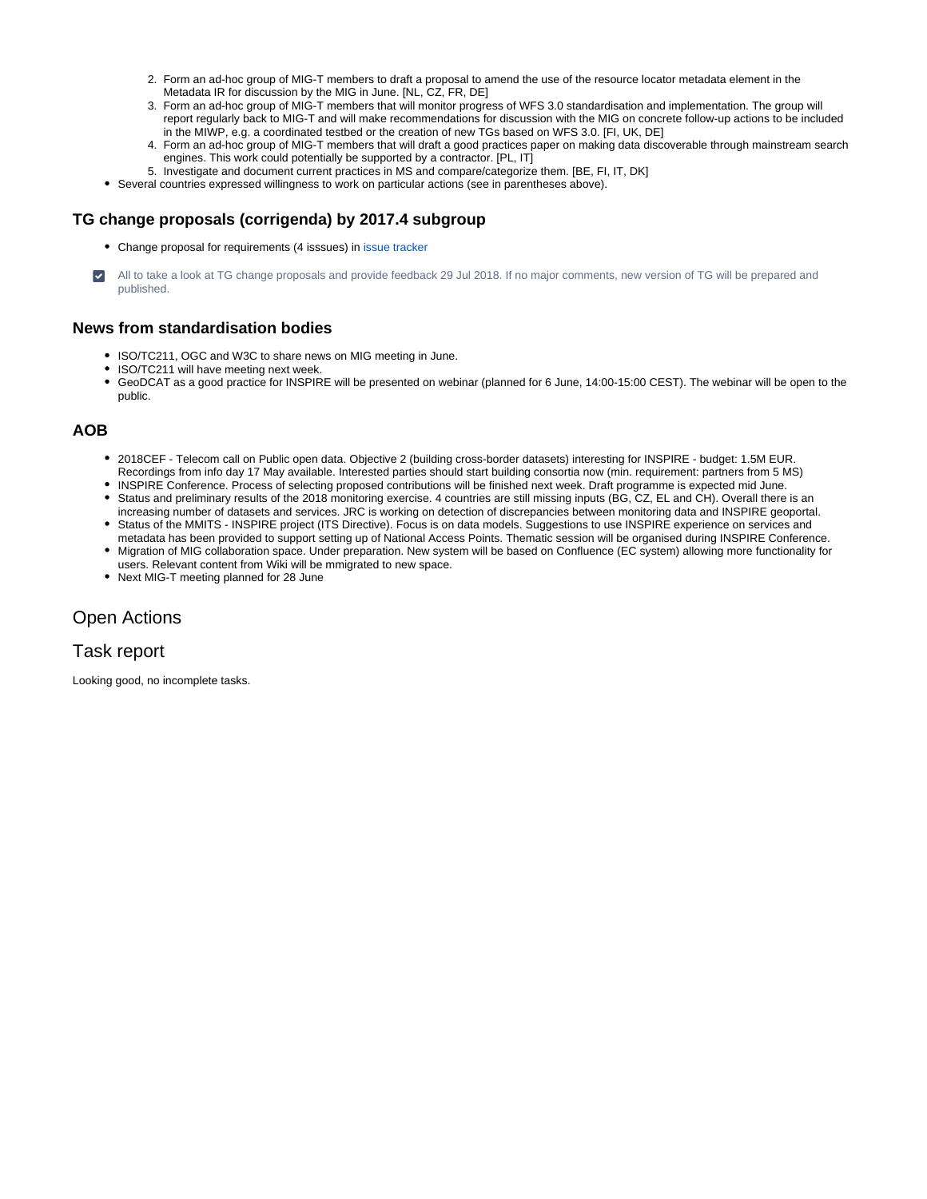2. Form an ad-hoc group of MIG-T members to draft a proposal to amend the use of the resource locator metadata element in the Metadata IR for discussion by the MIG in June. [NL, CZ, FR, DE]
3. Form an ad-hoc group of MIG-T members that will monitor progress of WFS 3.0 standardisation and implementation. The group will report regularly back to MIG-T and will make recommendations for discussion with the MIG on concrete follow-up actions to be included in the MIWP, e.g. a coordinated testbed or the creation of new TGs based on WFS 3.0. [FI, UK, DE]
4. Form an ad-hoc group of MIG-T members that will draft a good practices paper on making data discoverable through mainstream search engines. This work could potentially be supported by a contractor. [PL, IT]
5. Investigate and document current practices in MS and compare/categorize them. [BE, FI, IT, DK]

- Several countries expressed willingness to work on particular actions (see in parentheses above).

### TG change proposals (corrigenda) by 2017.4 subgroup

- Change proposal for requirements (4 isssues) in issue tracker

- [x] All to take a look at TG change proposals and provide feedback 29 Jul 2018. If no major comments, new version of TG will be prepared and published.

### News from standardisation bodies

- ISO/TC211, OGC and W3C to share news on MIG meeting in June.
- ISO/TC211 will have meeting next week.
- GeoDCAT as a good practice for INSPIRE will be presented on webinar (planned for 6 June, 14:00-15:00 CEST). The webinar will be open to the public.

### AOB

- 2018CEF - Telecom call on Public open data. Objective 2 (building cross-border datasets) interesting for INSPIRE - budget: 1.5M EUR. Recordings from info day 17 May available. Interested parties should start building consortia now (min. requirement: partners from 5 MS)
- INSPIRE Conference. Process of selecting proposed contributions will be finished next week. Draft programme is expected mid June.
- Status and preliminary results of the 2018 monitoring exercise. 4 countries are still missing inputs (BG, CZ, EL and CH). Overall there is an increasing number of datasets and services. JRC is working on detection of discrepancies between monitoring data and INSPIRE geoportal.
- Status of the MMITS - INSPIRE project (ITS Directive). Focus is on data models. Suggestions to use INSPIRE experience on services and metadata has been provided to support setting up of National Access Points. Thematic session will be organised during INSPIRE Conference.
- Migration of MIG collaboration space. Under preparation. New system will be based on Confluence (EC system) allowing more functionality for users. Relevant content from Wiki will be mmigrated to new space.
- Next MIG-T meeting planned for 28 June

## Open Actions

## Task report

Looking good, no incomplete tasks.